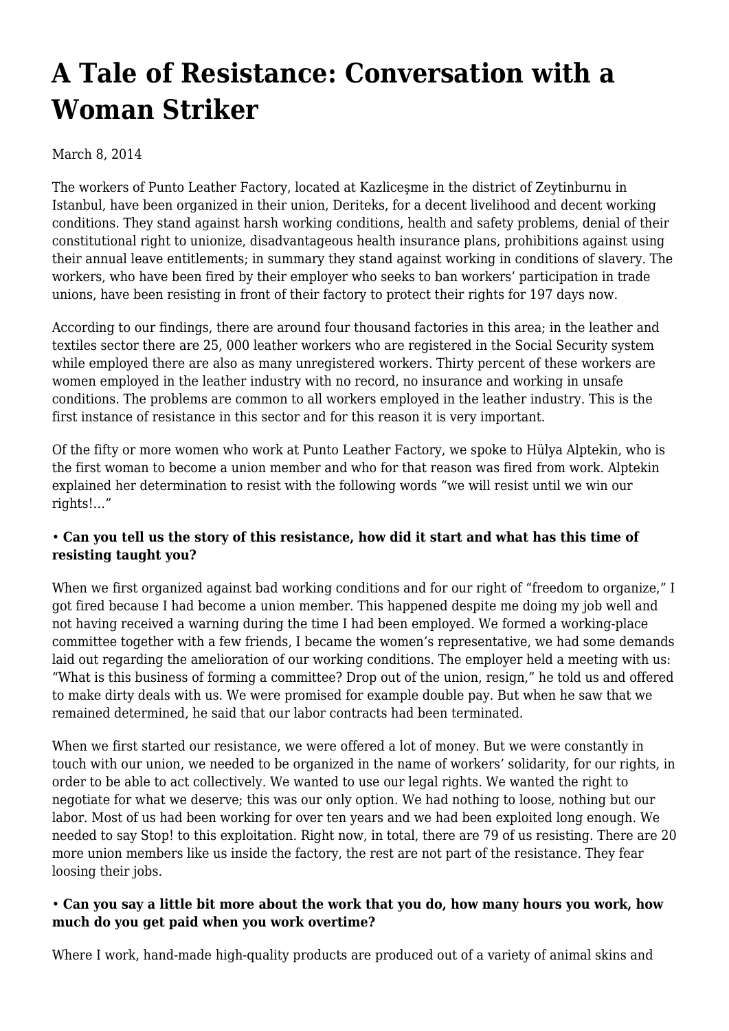# A Tale of Resistance: Conversation with a Woman Striker

March 8, 2014

The workers of Punto Leather Factory, located at Kazliceşme in the district of Zeytinburnu in Istanbul, have been organized in their union, Deriteks, for a decent livelihood and decent working conditions. They stand against harsh working conditions, health and safety problems, denial of their constitutional right to unionize, disadvantageous health insurance plans, prohibitions against using their annual leave entitlements; in summary they stand against working in conditions of slavery. The workers, who have been fired by their employer who seeks to ban workers' participation in trade unions, have been resisting in front of their factory to protect their rights for 197 days now.

According to our findings, there are around four thousand factories in this area; in the leather and textiles sector there are 25, 000 leather workers who are registered in the Social Security system while employed there are also as many unregistered workers. Thirty percent of these workers are women employed in the leather industry with no record, no insurance and working in unsafe conditions. The problems are common to all workers employed in the leather industry. This is the first instance of resistance in this sector and for this reason it is very important.

Of the fifty or more women who work at Punto Leather Factory, we spoke to Hülya Alptekin, who is the first woman to become a union member and who for that reason was fired from work. Alptekin explained her determination to resist with the following words "we will resist until we win our rights!…"

**• Can you tell us the story of this resistance, how did it start and what has this time of resisting taught you?**

When we first organized against bad working conditions and for our right of "freedom to organize," I got fired because I had become a union member. This happened despite me doing my job well and not having received a warning during the time I had been employed. We formed a working-place committee together with a few friends, I became the women's representative, we had some demands laid out regarding the amelioration of our working conditions. The employer held a meeting with us: "What is this business of forming a committee? Drop out of the union, resign," he told us and offered to make dirty deals with us. We were promised for example double pay. But when he saw that we remained determined, he said that our labor contracts had been terminated.

When we first started our resistance, we were offered a lot of money. But we were constantly in touch with our union, we needed to be organized in the name of workers' solidarity, for our rights, in order to be able to act collectively. We wanted to use our legal rights. We wanted the right to negotiate for what we deserve; this was our only option. We had nothing to loose, nothing but our labor. Most of us had been working for over ten years and we had been exploited long enough. We needed to say Stop! to this exploitation. Right now, in total, there are 79 of us resisting. There are 20 more union members like us inside the factory, the rest are not part of the resistance. They fear loosing their jobs.

**• Can you say a little bit more about the work that you do, how many hours you work, how much do you get paid when you work overtime?**

Where I work, hand-made high-quality products are produced out of a variety of animal skins and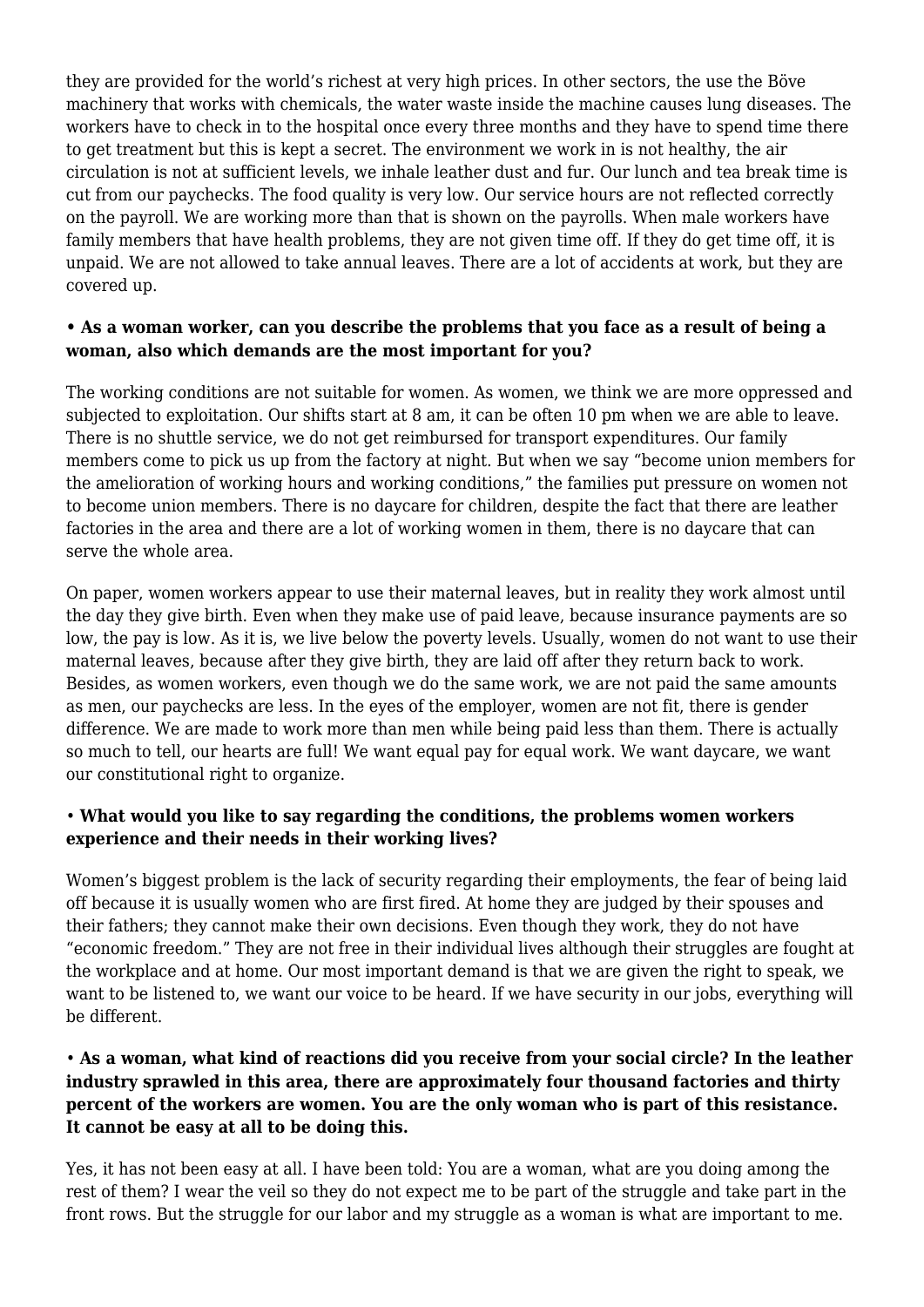they are provided for the world's richest at very high prices. In other sectors, the use the Böve machinery that works with chemicals, the water waste inside the machine causes lung diseases. The workers have to check in to the hospital once every three months and they have to spend time there to get treatment but this is kept a secret. The environment we work in is not healthy, the air circulation is not at sufficient levels, we inhale leather dust and fur. Our lunch and tea break time is cut from our paychecks. The food quality is very low. Our service hours are not reflected correctly on the payroll. We are working more than that is shown on the payrolls. When male workers have family members that have health problems, they are not given time off. If they do get time off, it is unpaid. We are not allowed to take annual leaves. There are a lot of accidents at work, but they are covered up.

**• As a woman worker, can you describe the problems that you face as a result of being a woman, also which demands are the most important for you?**

The working conditions are not suitable for women. As women, we think we are more oppressed and subjected to exploitation. Our shifts start at 8 am, it can be often 10 pm when we are able to leave. There is no shuttle service, we do not get reimbursed for transport expenditures. Our family members come to pick us up from the factory at night. But when we say "become union members for the amelioration of working hours and working conditions," the families put pressure on women not to become union members. There is no daycare for children, despite the fact that there are leather factories in the area and there are a lot of working women in them, there is no daycare that can serve the whole area.

On paper, women workers appear to use their maternal leaves, but in reality they work almost until the day they give birth. Even when they make use of paid leave, because insurance payments are so low, the pay is low. As it is, we live below the poverty levels. Usually, women do not want to use their maternal leaves, because after they give birth, they are laid off after they return back to work. Besides, as women workers, even though we do the same work, we are not paid the same amounts as men, our paychecks are less. In the eyes of the employer, women are not fit, there is gender difference. We are made to work more than men while being paid less than them. There is actually so much to tell, our hearts are full! We want equal pay for equal work. We want daycare, we want our constitutional right to organize.

**• What would you like to say regarding the conditions, the problems women workers experience and their needs in their working lives?**

Women's biggest problem is the lack of security regarding their employments, the fear of being laid off because it is usually women who are first fired. At home they are judged by their spouses and their fathers; they cannot make their own decisions. Even though they work, they do not have "economic freedom." They are not free in their individual lives although their struggles are fought at the workplace and at home. Our most important demand is that we are given the right to speak, we want to be listened to, we want our voice to be heard. If we have security in our jobs, everything will be different.

**• As a woman, what kind of reactions did you receive from your social circle? In the leather industry sprawled in this area, there are approximately four thousand factories and thirty percent of the workers are women. You are the only woman who is part of this resistance. It cannot be easy at all to be doing this.**

Yes, it has not been easy at all. I have been told: You are a woman, what are you doing among the rest of them? I wear the veil so they do not expect me to be part of the struggle and take part in the front rows. But the struggle for our labor and my struggle as a woman is what are important to me.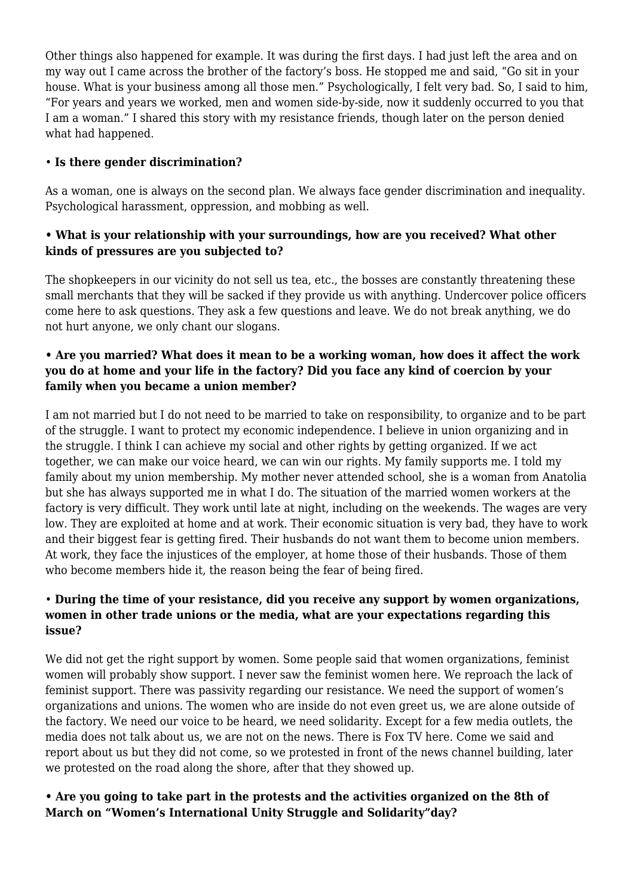Other things also happened for example. It was during the first days. I had just left the area and on my way out I came across the brother of the factory's boss. He stopped me and said, "Go sit in your house. What is your business among all those men." Psychologically, I felt very bad. So, I said to him, "For years and years we worked, men and women side-by-side, now it suddenly occurred to you that I am a woman." I shared this story with my resistance friends, though later on the person denied what had happened.

• **Is there gender discrimination?**

As a woman, one is always on the second plan. We always face gender discrimination and inequality. Psychological harassment, oppression, and mobbing as well.

**• What is your relationship with your surroundings, how are you received? What other kinds of pressures are you subjected to?**

The shopkeepers in our vicinity do not sell us tea, etc., the bosses are constantly threatening these small merchants that they will be sacked if they provide us with anything. Undercover police officers come here to ask questions. They ask a few questions and leave. We do not break anything, we do not hurt anyone, we only chant our slogans.

**• Are you married? What does it mean to be a working woman, how does it affect the work you do at home and your life in the factory? Did you face any kind of coercion by your family when you became a union member?**

I am not married but I do not need to be married to take on responsibility, to organize and to be part of the struggle. I want to protect my economic independence. I believe in union organizing and in the struggle. I think I can achieve my social and other rights by getting organized. If we act together, we can make our voice heard, we can win our rights. My family supports me. I told my family about my union membership. My mother never attended school, she is a woman from Anatolia but she has always supported me in what I do. The situation of the married women workers at the factory is very difficult. They work until late at night, including on the weekends. The wages are very low. They are exploited at home and at work. Their economic situation is very bad, they have to work and their biggest fear is getting fired. Their husbands do not want them to become union members. At work, they face the injustices of the employer, at home those of their husbands. Those of them who become members hide it, the reason being the fear of being fired.

**• During the time of your resistance, did you receive any support by women organizations, women in other trade unions or the media, what are your expectations regarding this issue?**

We did not get the right support by women. Some people said that women organizations, feminist women will probably show support. I never saw the feminist women here. We reproach the lack of feminist support. There was passivity regarding our resistance. We need the support of women's organizations and unions. The women who are inside do not even greet us, we are alone outside of the factory. We need our voice to be heard, we need solidarity. Except for a few media outlets, the media does not talk about us, we are not on the news. There is Fox TV here. Come we said and report about us but they did not come, so we protested in front of the news channel building, later we protested on the road along the shore, after that they showed up.

**• Are you going to take part in the protests and the activities organized on the 8th of March on "Women's International Unity Struggle and Solidarity"day?**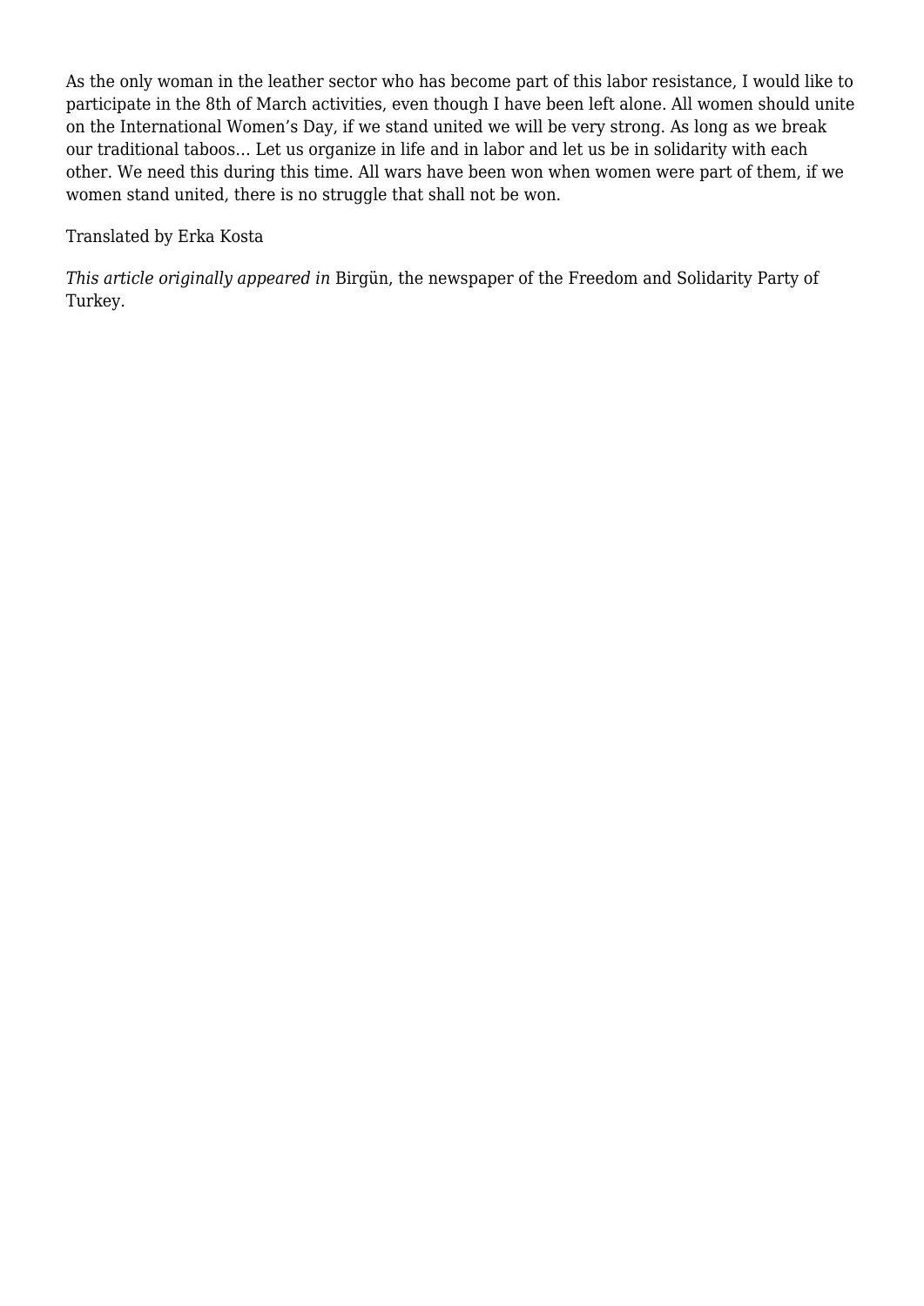As the only woman in the leather sector who has become part of this labor resistance, I would like to participate in the 8th of March activities, even though I have been left alone. All women should unite on the International Women's Day, if we stand united we will be very strong. As long as we break our traditional taboos… Let us organize in life and in labor and let us be in solidarity with each other. We need this during this time. All wars have been won when women were part of them, if we women stand united, there is no struggle that shall not be won.

Translated by Erka Kosta

*This article originally appeared in* Birgün, the newspaper of the Freedom and Solidarity Party of Turkey.